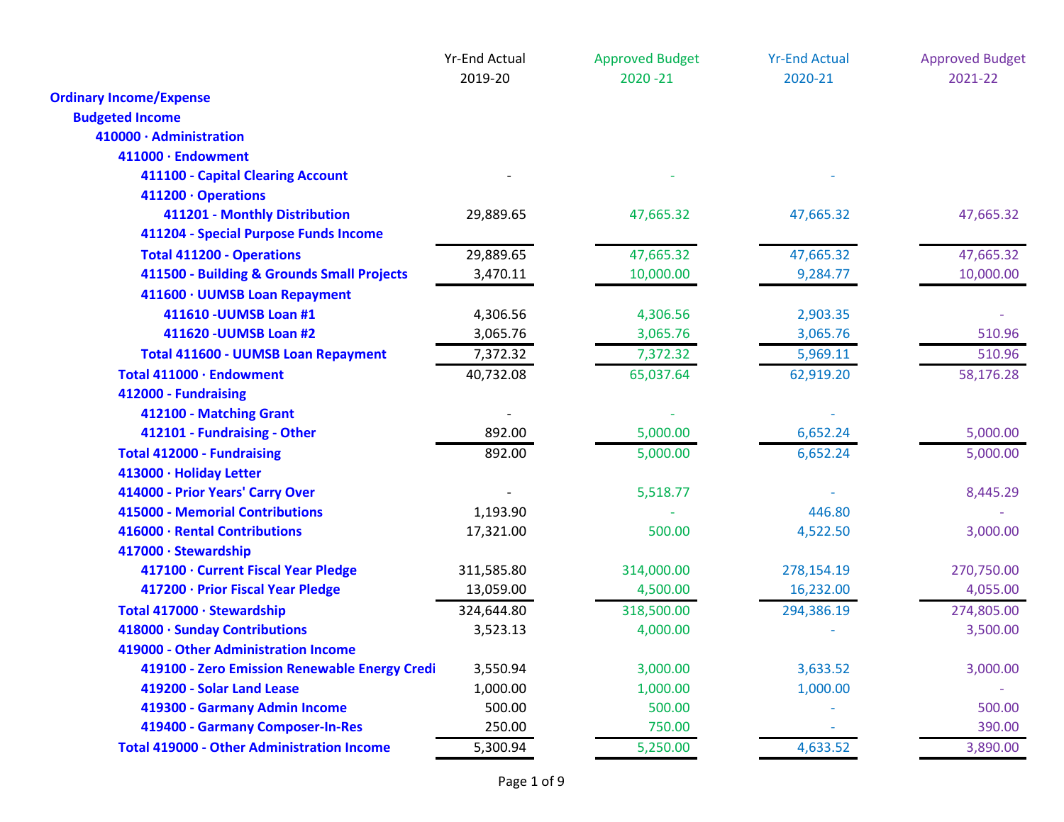| | Yr-End Actual 2019-20 | Approved Budget 2020 -21 | Yr-End Actual 2020-21 | Approved Budget 2021-22 |
|---|---|---|---|---|
| **Ordinary Income/Expense** | | | | |
| **Budgeted Income** | | | | |
| **410000 · Administration** | | | | |
| **411000 · Endowment** | | | | |
| **411100 - Capital Clearing Account** | - | - | - | |
| **411200 · Operations** | | | | |
| **411201 - Monthly Distribution** | 29,889.65 | 47,665.32 | 47,665.32 | 47,665.32 |
| **411204 - Special Purpose Funds Income** | | | | |
| **Total 411200 - Operations** | 29,889.65 | 47,665.32 | 47,665.32 | 47,665.32 |
| **411500 - Building & Grounds Small Projects** | 3,470.11 | 10,000.00 | 9,284.77 | 10,000.00 |
| **411600 · UUMSB Loan Repayment** | | | | |
| **411610 -UUMSB Loan #1** | 4,306.56 | 4,306.56 | 2,903.35 | - |
| **411620 -UUMSB Loan #2** | 3,065.76 | 3,065.76 | 3,065.76 | 510.96 |
| **Total 411600 - UUMSB Loan Repayment** | 7,372.32 | 7,372.32 | 5,969.11 | 510.96 |
| **Total 411000 · Endowment** | 40,732.08 | 65,037.64 | 62,919.20 | 58,176.28 |
| **412000 - Fundraising** | | | | |
| **412100 - Matching Grant** | - | - | - | |
| **412101 - Fundraising - Other** | 892.00 | 5,000.00 | 6,652.24 | 5,000.00 |
| **Total 412000 - Fundraising** | 892.00 | 5,000.00 | 6,652.24 | 5,000.00 |
| **413000 · Holiday Letter** | | | | |
| **414000 - Prior Years' Carry Over** | - | 5,518.77 | - | 8,445.29 |
| **415000 - Memorial Contributions** | 1,193.90 | - | 446.80 | - |
| **416000 · Rental Contributions** | 17,321.00 | 500.00 | 4,522.50 | 3,000.00 |
| **417000 · Stewardship** | | | | |
| **417100 · Current Fiscal Year Pledge** | 311,585.80 | 314,000.00 | 278,154.19 | 270,750.00 |
| **417200 · Prior Fiscal Year Pledge** | 13,059.00 | 4,500.00 | 16,232.00 | 4,055.00 |
| **Total 417000 · Stewardship** | 324,644.80 | 318,500.00 | 294,386.19 | 274,805.00 |
| **418000 · Sunday Contributions** | 3,523.13 | 4,000.00 | - | 3,500.00 |
| **419000 - Other Administration Income** | | | | |
| **419100 - Zero Emission Renewable Energy Credi** | 3,550.94 | 3,000.00 | 3,633.52 | 3,000.00 |
| **419200 - Solar Land Lease** | 1,000.00 | 1,000.00 | 1,000.00 | - |
| **419300 - Garmany Admin Income** | 500.00 | 500.00 | - | 500.00 |
| **419400 - Garmany Composer-In-Res** | 250.00 | 750.00 | - | 390.00 |
| **Total 419000 - Other Administration Income** | 5,300.94 | 5,250.00 | 4,633.52 | 3,890.00 |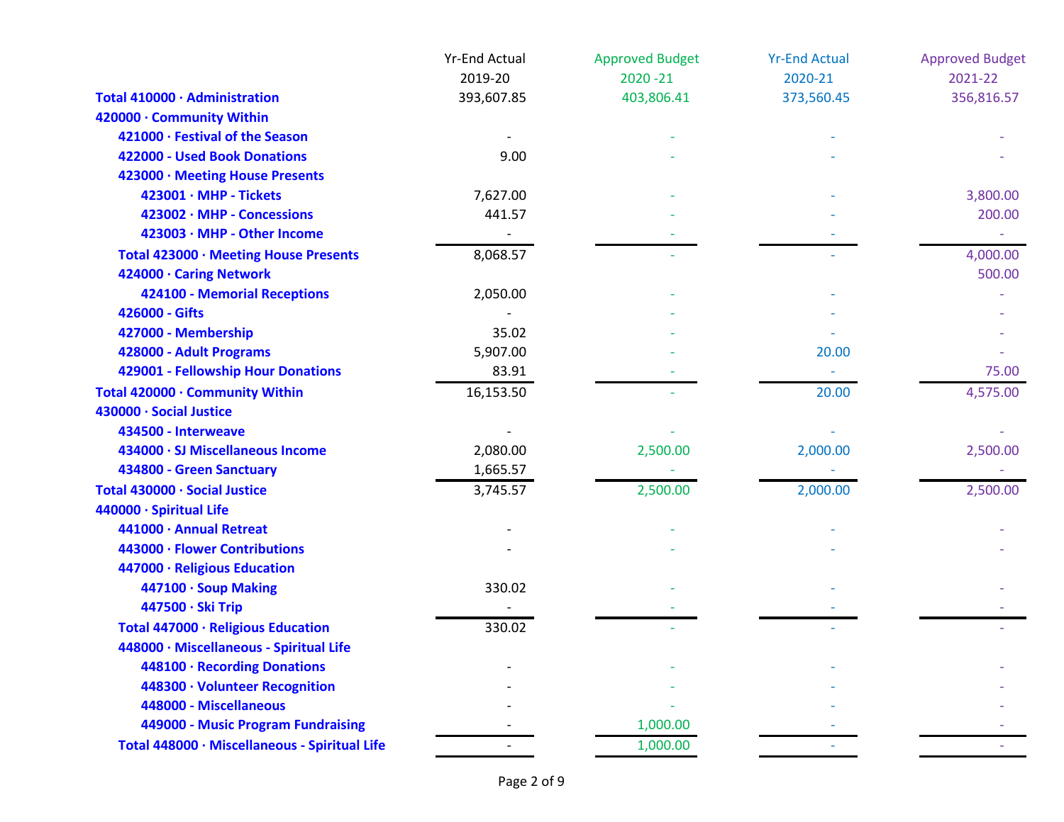| | Yr-End Actual 2019-20 | Approved Budget 2020 -21 | Yr-End Actual 2020-21 | Approved Budget 2021-22 |
|---|---|---|---|---|
| **Total 410000 · Administration** | 393,607.85 | 403,806.41 | 373,560.45 | 356,816.57 |
| **420000 · Community Within** | | | | |
| **421000 · Festival of the Season** | - | - | - | - |
| **422000 - Used Book Donations** | 9.00 | - | - | - |
| **423000 · Meeting House Presents** | | | | |
| **423001 · MHP - Tickets** | 7,627.00 | - | - | 3,800.00 |
| **423002 · MHP - Concessions** | 441.57 | - | - | 200.00 |
| **423003 · MHP - Other Income** | - | - | - | - |
| **Total 423000 · Meeting House Presents** | 8,068.57 | - | - | 4,000.00 |
| **424000 · Caring Network** | | | | 500.00 |
| **424100 - Memorial Receptions** | 2,050.00 | - | - | - |
| **426000 - Gifts** | - | - | - | - |
| **427000 - Membership** | 35.02 | - | - | - |
| **428000 - Adult Programs** | 5,907.00 | - | 20.00 | - |
| **429001 - Fellowship Hour Donations** | 83.91 | - | - | 75.00 |
| **Total 420000 · Community Within** | 16,153.50 | - | 20.00 | 4,575.00 |
| **430000 · Social Justice** | | | | |
| **434500 - Interweave** | - | - | - | - |
| **434000 · SJ Miscellaneous Income** | 2,080.00 | 2,500.00 | 2,000.00 | 2,500.00 |
| **434800 - Green Sanctuary** | 1,665.57 | - | - | - |
| **Total 430000 · Social Justice** | 3,745.57 | 2,500.00 | 2,000.00 | 2,500.00 |
| **440000 · Spiritual Life** | | | | |
| **441000 · Annual Retreat** | - | - | - | - |
| **443000 · Flower Contributions** | - | - | - | - |
| **447000 · Religious Education** | | | | |
| **447100 · Soup Making** | 330.02 | - | - | - |
| **447500 · Ski Trip** | - | - | - | - |
| **Total 447000 · Religious Education** | 330.02 | - | - | - |
| **448000 · Miscellaneous - Spiritual Life** | | | | |
| **448100 · Recording Donations** | - | - | - | - |
| **448300 · Volunteer Recognition** | - | - | - | - |
| **448000 - Miscellaneous** | - | - | - | - |
| **449000 - Music Program Fundraising** | - | 1,000.00 | - | - |
| **Total 448000 · Miscellaneous - Spiritual Life** | - | 1,000.00 | - | - |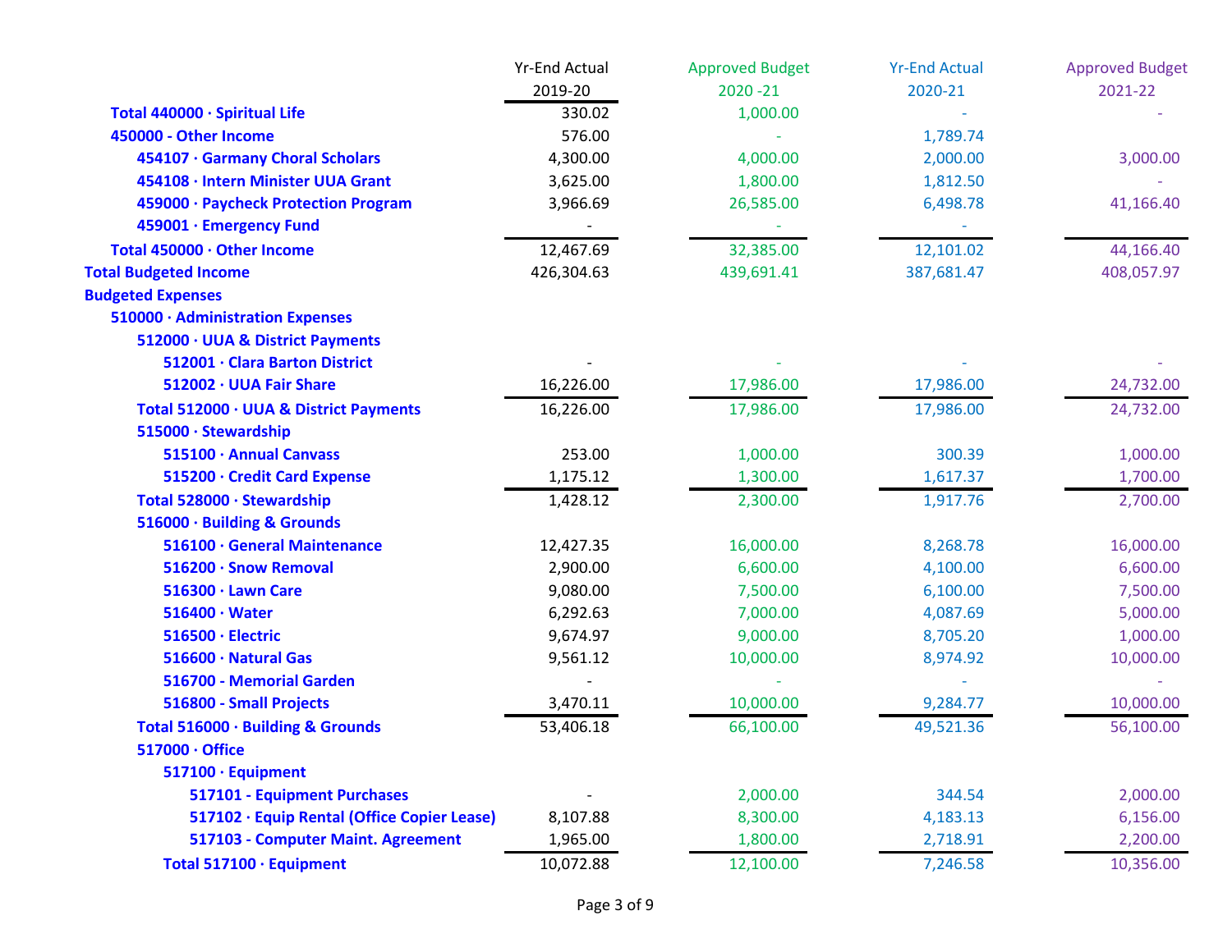| | Yr-End Actual 2019-20 | Approved Budget 2020 -21 | Yr-End Actual 2020-21 | Approved Budget 2021-22 |
|---|---|---|---|---|
| **Total 440000 · Spiritual Life** | 330.02 | 1,000.00 | - | - |
| **450000 - Other Income** | 576.00 | - | 1,789.74 | |
| **454107 · Garmany Choral Scholars** | 4,300.00 | 4,000.00 | 2,000.00 | 3,000.00 |
| **454108 · Intern Minister UUA Grant** | 3,625.00 | 1,800.00 | 1,812.50 | - |
| **459000 · Paycheck Protection Program** | 3,966.69 | 26,585.00 | 6,498.78 | 41,166.40 |
| **459001 · Emergency Fund** | - | - | - | |
| **Total 450000 · Other Income** | 12,467.69 | 32,385.00 | 12,101.02 | 44,166.40 |
| **Total Budgeted Income** | 426,304.63 | 439,691.41 | 387,681.47 | 408,057.97 |
| **Budgeted Expenses** | | | | |
| **510000 · Administration Expenses** | | | | |
| **512000 · UUA & District Payments** | | | | |
| **512001 · Clara Barton District** | - | - | - | - |
| **512002 · UUA Fair Share** | 16,226.00 | 17,986.00 | 17,986.00 | 24,732.00 |
| **Total 512000 · UUA & District Payments** | 16,226.00 | 17,986.00 | 17,986.00 | 24,732.00 |
| **515000 · Stewardship** | | | | |
| **515100 · Annual Canvass** | 253.00 | 1,000.00 | 300.39 | 1,000.00 |
| **515200 · Credit Card Expense** | 1,175.12 | 1,300.00 | 1,617.37 | 1,700.00 |
| **Total 528000 · Stewardship** | 1,428.12 | 2,300.00 | 1,917.76 | 2,700.00 |
| **516000 · Building & Grounds** | | | | |
| **516100 · General Maintenance** | 12,427.35 | 16,000.00 | 8,268.78 | 16,000.00 |
| **516200 · Snow Removal** | 2,900.00 | 6,600.00 | 4,100.00 | 6,600.00 |
| **516300 · Lawn Care** | 9,080.00 | 7,500.00 | 6,100.00 | 7,500.00 |
| **516400 · Water** | 6,292.63 | 7,000.00 | 4,087.69 | 5,000.00 |
| **516500 · Electric** | 9,674.97 | 9,000.00 | 8,705.20 | 1,000.00 |
| **516600 · Natural Gas** | 9,561.12 | 10,000.00 | 8,974.92 | 10,000.00 |
| **516700 - Memorial Garden** | - | - | - | - |
| **516800 - Small Projects** | 3,470.11 | 10,000.00 | 9,284.77 | 10,000.00 |
| **Total 516000 · Building & Grounds** | 53,406.18 | 66,100.00 | 49,521.36 | 56,100.00 |
| **517000 · Office** | | | | |
| **517100 · Equipment** | | | | |
| **517101 - Equipment Purchases** | - | 2,000.00 | 344.54 | 2,000.00 |
| **517102 · Equip Rental (Office Copier Lease)** | 8,107.88 | 8,300.00 | 4,183.13 | 6,156.00 |
| **517103 - Computer Maint. Agreement** | 1,965.00 | 1,800.00 | 2,718.91 | 2,200.00 |
| **Total 517100 · Equipment** | 10,072.88 | 12,100.00 | 7,246.58 | 10,356.00 |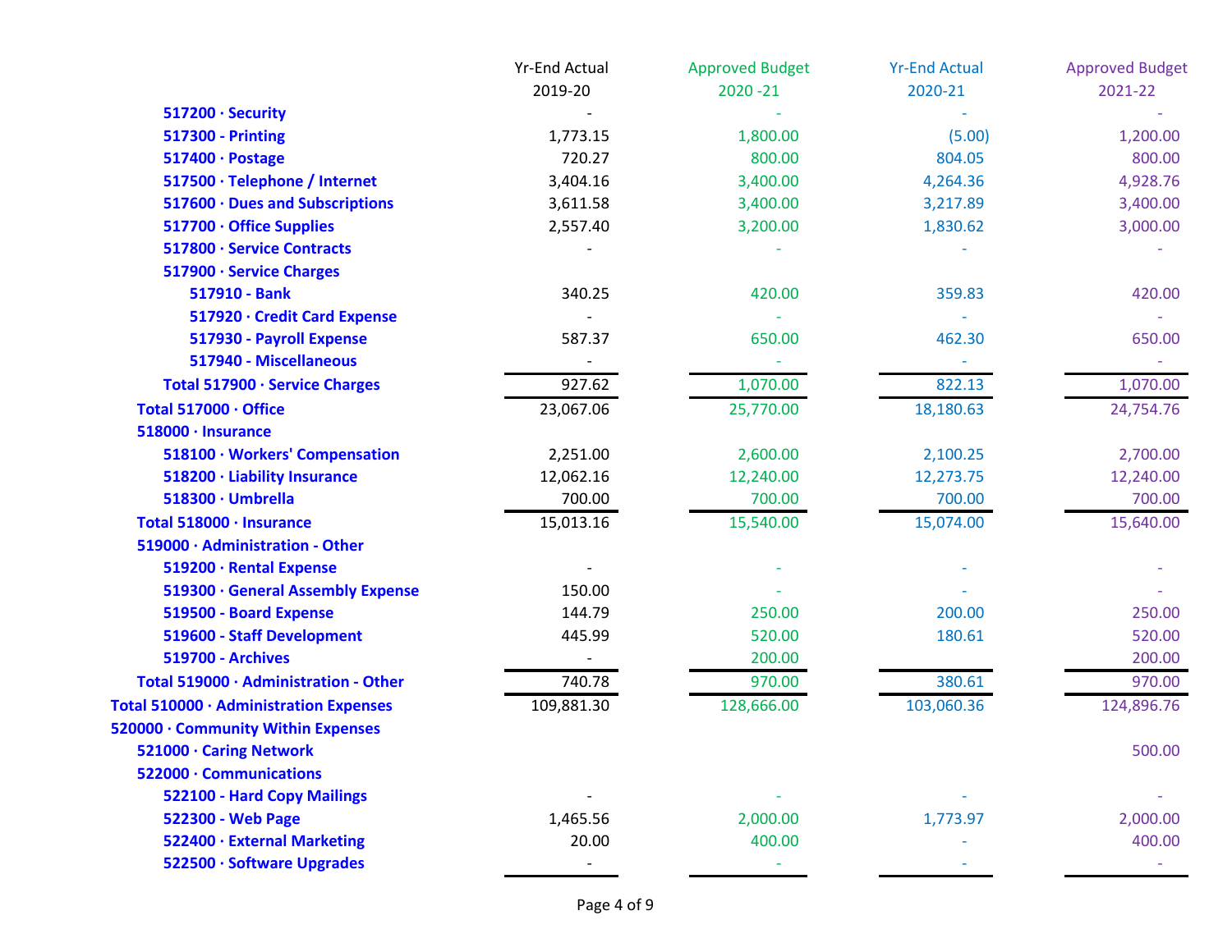| | Yr-End Actual 2019-20 | Approved Budget 2020 -21 | Yr-End Actual 2020-21 | Approved Budget 2021-22 |
|---|---|---|---|---|
| 517200 · Security | - | - | - | - |
| 517300 - Printing | 1,773.15 | 1,800.00 | (5.00) | 1,200.00 |
| 517400 · Postage | 720.27 | 800.00 | 804.05 | 800.00 |
| 517500 · Telephone / Internet | 3,404.16 | 3,400.00 | 4,264.36 | 4,928.76 |
| 517600 · Dues and Subscriptions | 3,611.58 | 3,400.00 | 3,217.89 | 3,400.00 |
| 517700 · Office Supplies | 2,557.40 | 3,200.00 | 1,830.62 | 3,000.00 |
| 517800 · Service Contracts | - | - | - | - |
| 517900 · Service Charges | | | | |
| 517910 - Bank | 340.25 | 420.00 | 359.83 | 420.00 |
| 517920 · Credit Card Expense | - | - | - | - |
| 517930 - Payroll Expense | 587.37 | 650.00 | 462.30 | 650.00 |
| 517940 - Miscellaneous | - | - | - | - |
| Total 517900 · Service Charges | 927.62 | 1,070.00 | 822.13 | 1,070.00 |
| Total 517000 · Office | 23,067.06 | 25,770.00 | 18,180.63 | 24,754.76 |
| 518000 · Insurance | | | | |
| 518100 · Workers' Compensation | 2,251.00 | 2,600.00 | 2,100.25 | 2,700.00 |
| 518200 · Liability Insurance | 12,062.16 | 12,240.00 | 12,273.75 | 12,240.00 |
| 518300 · Umbrella | 700.00 | 700.00 | 700.00 | 700.00 |
| Total 518000 · Insurance | 15,013.16 | 15,540.00 | 15,074.00 | 15,640.00 |
| 519000 · Administration - Other | | | | |
| 519200 - Rental Expense | - | - | - | - |
| 519300 · General Assembly Expense | 150.00 | - | - | - |
| 519500 - Board Expense | 144.79 | 250.00 | 200.00 | 250.00 |
| 519600 - Staff Development | 445.99 | 520.00 | 180.61 | 520.00 |
| 519700 - Archives | - | 200.00 | | 200.00 |
| Total 519000 · Administration - Other | 740.78 | 970.00 | 380.61 | 970.00 |
| Total 510000 · Administration Expenses | 109,881.30 | 128,666.00 | 103,060.36 | 124,896.76 |
| 520000 · Community Within Expenses | | | | |
| 521000 · Caring Network | | | | 500.00 |
| 522000 · Communications | | | | |
| 522100 - Hard Copy Mailings | - | - | - | - |
| 522300 - Web Page | 1,465.56 | 2,000.00 | 1,773.97 | 2,000.00 |
| 522400 · External Marketing | 20.00 | 400.00 | - | 400.00 |
| 522500 · Software Upgrades | - | - | - | - |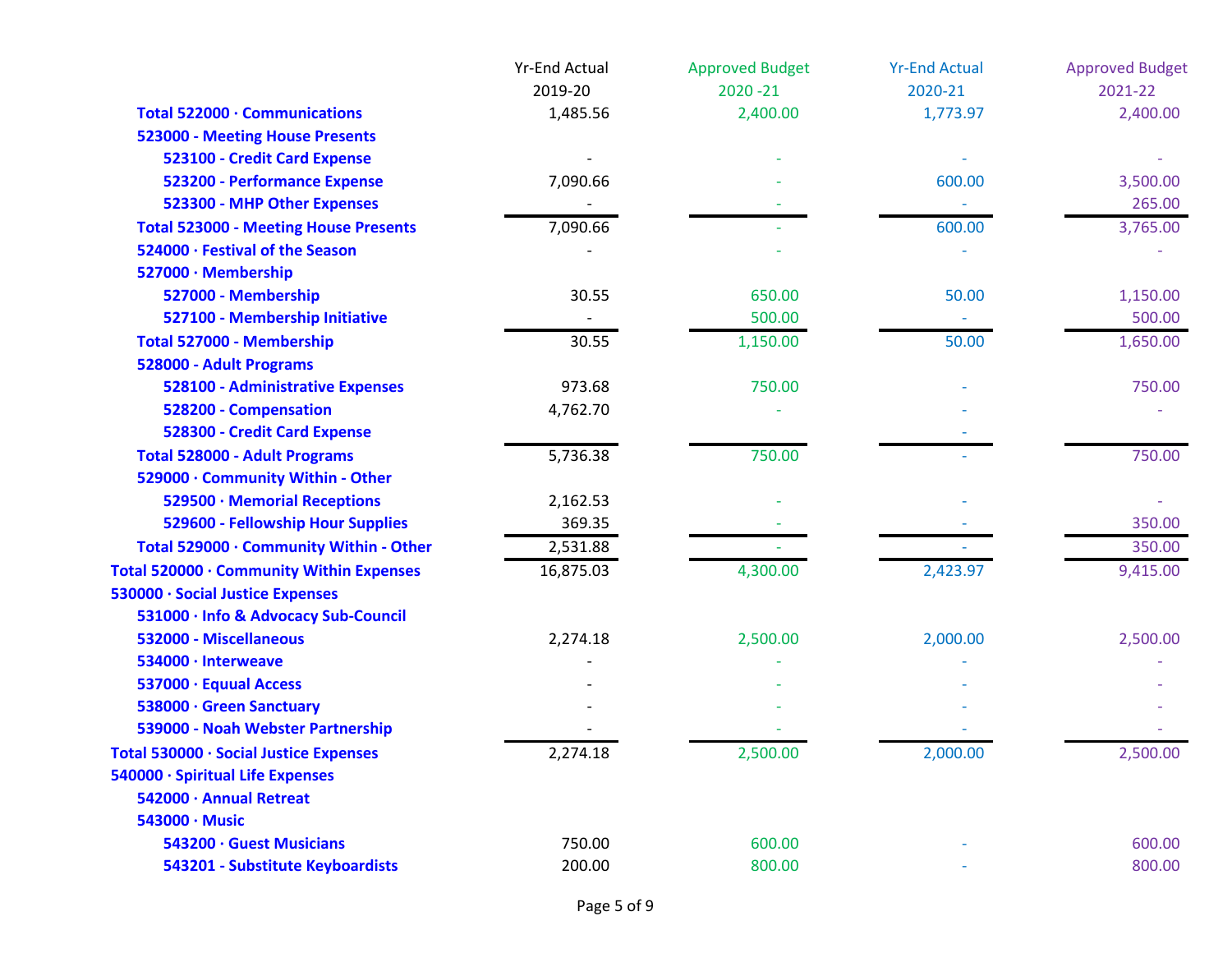| | Yr-End Actual 2019-20 | Approved Budget 2020 -21 | Yr-End Actual 2020-21 | Approved Budget 2021-22 |
|---|---|---|---|---|
| **Total 522000 · Communications** | 1,485.56 | 2,400.00 | 1,773.97 | 2,400.00 |
| **523000 - Meeting House Presents** | | | | |
| **523100 - Credit Card Expense** | - | - | - | - |
| **523200 - Performance Expense** | 7,090.66 | - | 600.00 | 3,500.00 |
| **523300 - MHP Other Expenses** | - | - | - | 265.00 |
| **Total 523000 - Meeting House Presents** | 7,090.66 | - | 600.00 | 3,765.00 |
| **524000 · Festival of the Season** | - | - | - | - |
| **527000 · Membership** | | | | |
| **527000 - Membership** | 30.55 | 650.00 | 50.00 | 1,150.00 |
| **527100 - Membership Initiative** | - | 500.00 | - | 500.00 |
| **Total 527000 - Membership** | 30.55 | 1,150.00 | 50.00 | 1,650.00 |
| **528000 - Adult Programs** | | | | |
| **528100 - Administrative Expenses** | 973.68 | 750.00 | - | 750.00 |
| **528200 - Compensation** | 4,762.70 | - | - | - |
| **528300 - Credit Card Expense** | | | - | |
| **Total 528000 - Adult Programs** | 5,736.38 | 750.00 | - | 750.00 |
| **529000 · Community Within - Other** | | | | |
| **529500 · Memorial Receptions** | 2,162.53 | - | - | - |
| **529600 - Fellowship Hour Supplies** | 369.35 | - | - | 350.00 |
| **Total 529000 · Community Within - Other** | 2,531.88 | - | - | 350.00 |
| **Total 520000 · Community Within Expenses** | 16,875.03 | 4,300.00 | 2,423.97 | 9,415.00 |
| **530000 · Social Justice Expenses** | | | | |
| **531000 · Info & Advocacy Sub-Council** | | | | |
| **532000 - Miscellaneous** | 2,274.18 | 2,500.00 | 2,000.00 | 2,500.00 |
| **534000 · Interweave** | - | - | - | - |
| **537000 · Equual Access** | - | - | - | - |
| **538000 · Green Sanctuary** | - | - | - | - |
| **539000 - Noah Webster Partnership** | - | - | - | - |
| **Total 530000 · Social Justice Expenses** | 2,274.18 | 2,500.00 | 2,000.00 | 2,500.00 |
| **540000 · Spiritual Life Expenses** | | | | |
| **542000 · Annual Retreat** | | | | |
| **543000 · Music** | | | | |
| **543200 · Guest Musicians** | 750.00 | 600.00 | - | 600.00 |
| **543201 - Substitute Keyboardists** | 200.00 | 800.00 | - | 800.00 |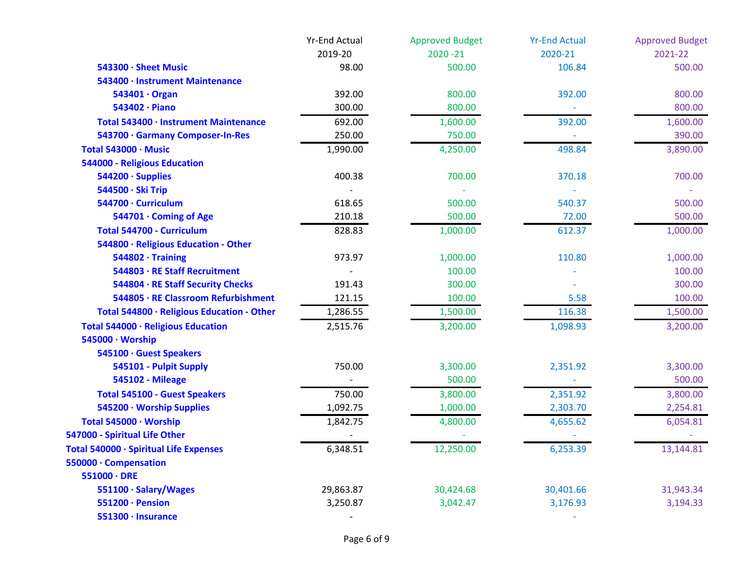| | Yr-End Actual 2019-20 | Approved Budget 2020 -21 | Yr-End Actual 2020-21 | Approved Budget 2021-22 |
|---|---|---|---|---|
| 543300 · Sheet Music | 98.00 | 500.00 | 106.84 | 500.00 |
| 543400 · Instrument Maintenance | | | | |
| 543401 · Organ | 392.00 | 800.00 | 392.00 | 800.00 |
| 543402 · Piano | 300.00 | 800.00 | - | 800.00 |
| Total 543400 · Instrument Maintenance | 692.00 | 1,600.00 | 392.00 | 1,600.00 |
| 543700 · Garmany Composer-In-Res | 250.00 | 750.00 | - | 390.00 |
| Total 543000 · Music | 1,990.00 | 4,250.00 | 498.84 | 3,890.00 |
| 544000 - Religious Education | | | | |
| 544200 · Supplies | 400.38 | 700.00 | 370.18 | 700.00 |
| 544500 · Ski Trip | - | - | - | - |
| 544700 · Curriculum | 618.65 | 500.00 | 540.37 | 500.00 |
| 544701 · Coming of Age | 210.18 | 500.00 | 72.00 | 500.00 |
| Total 544700 - Curriculum | 828.83 | 1,000.00 | 612.37 | 1,000.00 |
| 544800 · Religious Education - Other | | | | |
| 544802 · Training | 973.97 | 1,000.00 | 110.80 | 1,000.00 |
| 544803 · RE Staff Recruitment | - | 100.00 | - | 100.00 |
| 544804 · RE Staff Security Checks | 191.43 | 300.00 | - | 300.00 |
| 544805 · RE Classroom Refurbishment | 121.15 | 100.00 | 5.58 | 100.00 |
| Total 544800 · Religious Education - Other | 1,286.55 | 1,500.00 | 116.38 | 1,500.00 |
| Total 544000 · Religious Education | 2,515.76 | 3,200.00 | 1,098.93 | 3,200.00 |
| 545000 · Worship | | | | |
| 545100 · Guest Speakers | | | | |
| 545101 - Pulpit Supply | 750.00 | 3,300.00 | 2,351.92 | 3,300.00 |
| 545102 - Mileage | - | 500.00 | - | 500.00 |
| Total 545100 - Guest Speakers | 750.00 | 3,800.00 | 2,351.92 | 3,800.00 |
| 545200 · Worship Supplies | 1,092.75 | 1,000.00 | 2,303.70 | 2,254.81 |
| Total 545000 · Worship | 1,842.75 | 4,800.00 | 4,655.62 | 6,054.81 |
| 547000 - Spiritual Life Other | - | - | - | - |
| Total 540000 · Spiritual Life Expenses | 6,348.51 | 12,250.00 | 6,253.39 | 13,144.81 |
| 550000 · Compensation | | | | |
| 551000 · DRE | | | | |
| 551100 · Salary/Wages | 29,863.87 | 30,424.68 | 30,401.66 | 31,943.34 |
| 551200 · Pension | 3,250.87 | 3,042.47 | 3,176.93 | 3,194.33 |
| 551300 · Insurance | - | | - | |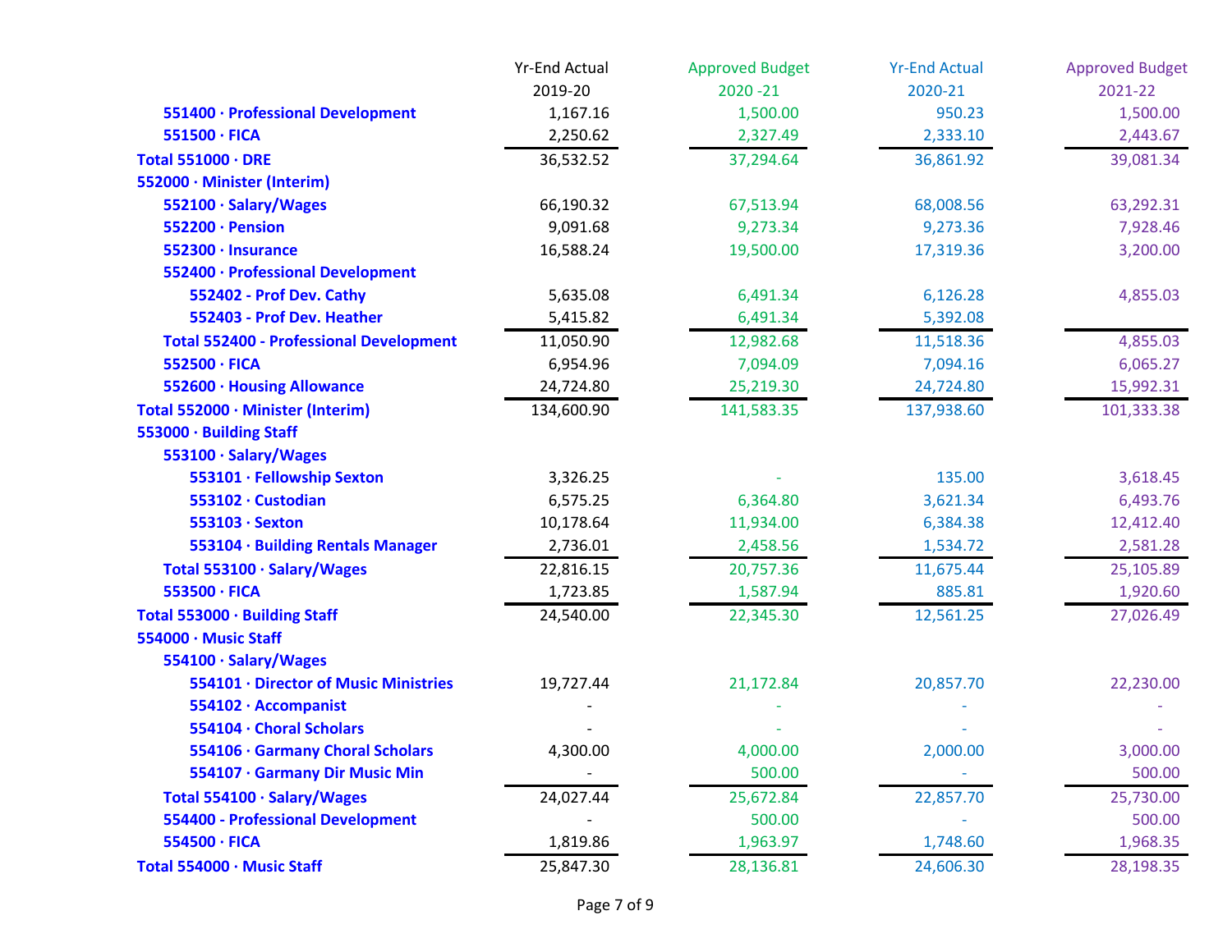| | Yr-End Actual 2019-20 | Approved Budget 2020 -21 | Yr-End Actual 2020-21 | Approved Budget 2021-22 |
|---|---|---|---|---|
| 551400 · Professional Development | 1,167.16 | 1,500.00 | 950.23 | 1,500.00 |
| 551500 · FICA | 2,250.62 | 2,327.49 | 2,333.10 | 2,443.67 |
| **Total 551000 · DRE** | 36,532.52 | 37,294.64 | 36,861.92 | 39,081.34 |
| 552000 · Minister (Interim) | | | | |
| 552100 · Salary/Wages | 66,190.32 | 67,513.94 | 68,008.56 | 63,292.31 |
| 552200 · Pension | 9,091.68 | 9,273.34 | 9,273.36 | 7,928.46 |
| 552300 · Insurance | 16,588.24 | 19,500.00 | 17,319.36 | 3,200.00 |
| 552400 · Professional Development | | | | |
| 552402 - Prof Dev. Cathy | 5,635.08 | 6,491.34 | 6,126.28 | 4,855.03 |
| 552403 - Prof Dev. Heather | 5,415.82 | 6,491.34 | 5,392.08 | |
| **Total 552400 - Professional Development** | 11,050.90 | 12,982.68 | 11,518.36 | 4,855.03 |
| 552500 · FICA | 6,954.96 | 7,094.09 | 7,094.16 | 6,065.27 |
| 552600 · Housing Allowance | 24,724.80 | 25,219.30 | 24,724.80 | 15,992.31 |
| **Total 552000 · Minister (Interim)** | 134,600.90 | 141,583.35 | 137,938.60 | 101,333.38 |
| 553000 · Building Staff | | | | |
| 553100 · Salary/Wages | | | | |
| 553101 · Fellowship Sexton | 3,326.25 | - | 135.00 | 3,618.45 |
| 553102 · Custodian | 6,575.25 | 6,364.80 | 3,621.34 | 6,493.76 |
| 553103 · Sexton | 10,178.64 | 11,934.00 | 6,384.38 | 12,412.40 |
| 553104 · Building Rentals Manager | 2,736.01 | 2,458.56 | 1,534.72 | 2,581.28 |
| **Total 553100 · Salary/Wages** | 22,816.15 | 20,757.36 | 11,675.44 | 25,105.89 |
| 553500 · FICA | 1,723.85 | 1,587.94 | 885.81 | 1,920.60 |
| **Total 553000 · Building Staff** | 24,540.00 | 22,345.30 | 12,561.25 | 27,026.49 |
| 554000 · Music Staff | | | | |
| 554100 · Salary/Wages | | | | |
| 554101 · Director of Music Ministries | 19,727.44 | 21,172.84 | 20,857.70 | 22,230.00 |
| 554102 · Accompanist | - | - | - | - |
| 554104 · Choral Scholars | - | - | - | - |
| 554106 · Garmany Choral Scholars | 4,300.00 | 4,000.00 | 2,000.00 | 3,000.00 |
| 554107 · Garmany Dir Music Min | - | 500.00 | - | 500.00 |
| **Total 554100 · Salary/Wages** | 24,027.44 | 25,672.84 | 22,857.70 | 25,730.00 |
| 554400 - Professional Development | - | 500.00 | - | 500.00 |
| 554500 · FICA | 1,819.86 | 1,963.97 | 1,748.60 | 1,968.35 |
| **Total 554000 · Music Staff** | 25,847.30 | 28,136.81 | 24,606.30 | 28,198.35 |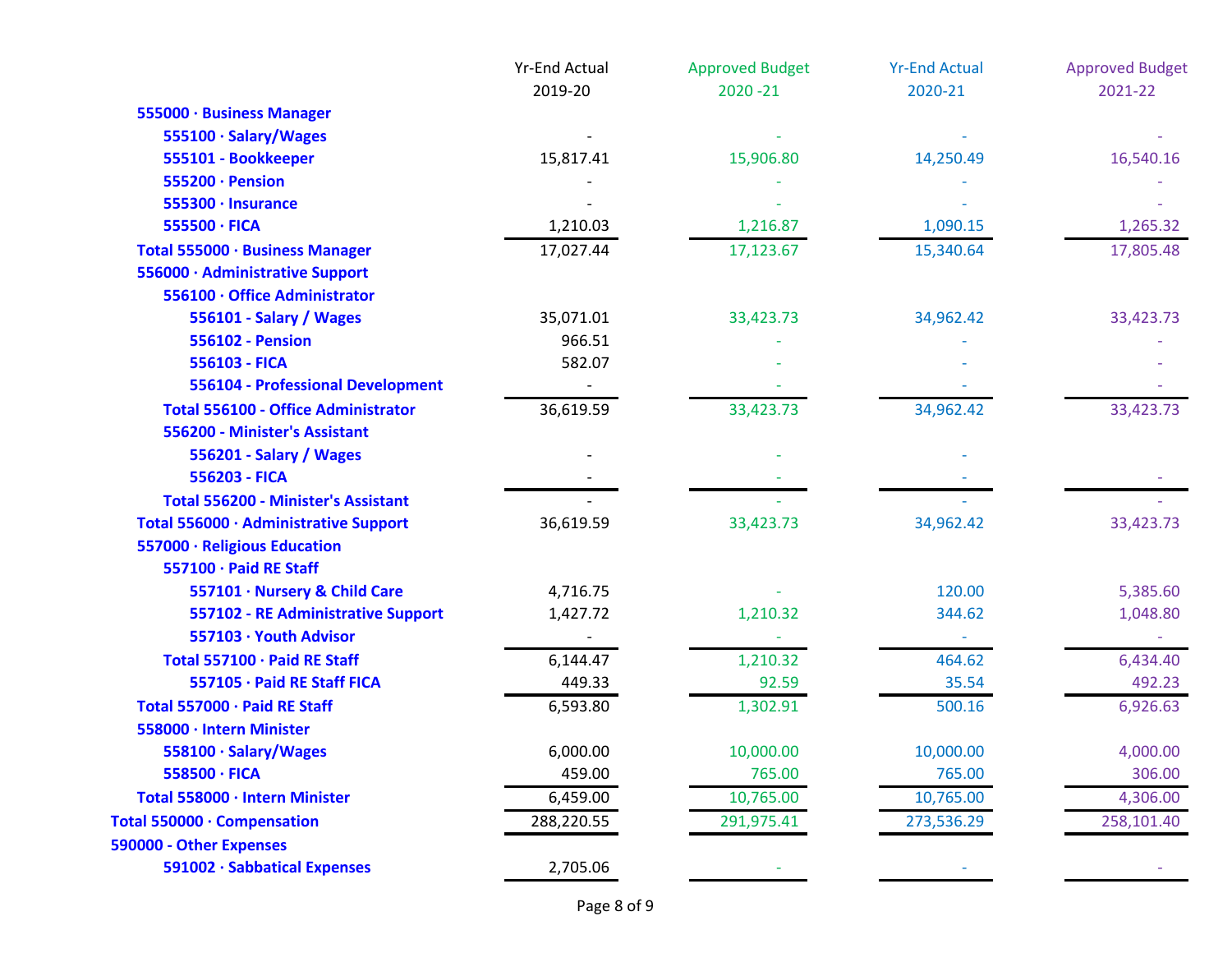| | Yr-End Actual 2019-20 | Approved Budget 2020 -21 | Yr-End Actual 2020-21 | Approved Budget 2021-22 |
|---|---|---|---|---|
| **555000 · Business Manager** | | | | |
| **555100 · Salary/Wages** | - | - | - | - |
| **555101 - Bookkeeper** | 15,817.41 | 15,906.80 | 14,250.49 | 16,540.16 |
| **555200 · Pension** | - | - | - | - |
| **555300 · Insurance** | - | - | - | - |
| **555500 · FICA** | 1,210.03 | 1,216.87 | 1,090.15 | 1,265.32 |
| **Total 555000 · Business Manager** | 17,027.44 | 17,123.67 | 15,340.64 | 17,805.48 |
| **556000 · Administrative Support** | | | | |
| **556100 · Office Administrator** | | | | |
| **556101 - Salary / Wages** | 35,071.01 | 33,423.73 | 34,962.42 | 33,423.73 |
| **556102 - Pension** | 966.51 | - | - | - |
| **556103 - FICA** | 582.07 | - | - | - |
| **556104 - Professional Development** | - | - | - | - |
| **Total 556100 - Office Administrator** | 36,619.59 | 33,423.73 | 34,962.42 | 33,423.73 |
| **556200 - Minister's Assistant** | | | | |
| **556201 - Salary / Wages** | - | - | - | |
| **556203 - FICA** | - | - | - | - |
| **Total 556200 - Minister's Assistant** | - | - | - | - |
| **Total 556000 · Administrative Support** | 36,619.59 | 33,423.73 | 34,962.42 | 33,423.73 |
| **557000 · Religious Education** | | | | |
| **557100 · Paid RE Staff** | | | | |
| **557101 · Nursery & Child Care** | 4,716.75 | - | 120.00 | 5,385.60 |
| **557102 - RE Administrative Support** | 1,427.72 | 1,210.32 | 344.62 | 1,048.80 |
| **557103 · Youth Advisor** | - | - | - | - |
| **Total 557100 · Paid RE Staff** | 6,144.47 | 1,210.32 | 464.62 | 6,434.40 |
| **557105 · Paid RE Staff FICA** | 449.33 | 92.59 | 35.54 | 492.23 |
| **Total 557000 · Paid RE Staff** | 6,593.80 | 1,302.91 | 500.16 | 6,926.63 |
| **558000 · Intern Minister** | | | | |
| **558100 · Salary/Wages** | 6,000.00 | 10,000.00 | 10,000.00 | 4,000.00 |
| **558500 · FICA** | 459.00 | 765.00 | 765.00 | 306.00 |
| **Total 558000 · Intern Minister** | 6,459.00 | 10,765.00 | 10,765.00 | 4,306.00 |
| **Total 550000 · Compensation** | 288,220.55 | 291,975.41 | 273,536.29 | 258,101.40 |
| **590000 - Other Expenses** | | | | |
| **591002 · Sabbatical Expenses** | 2,705.06 | - | - | - |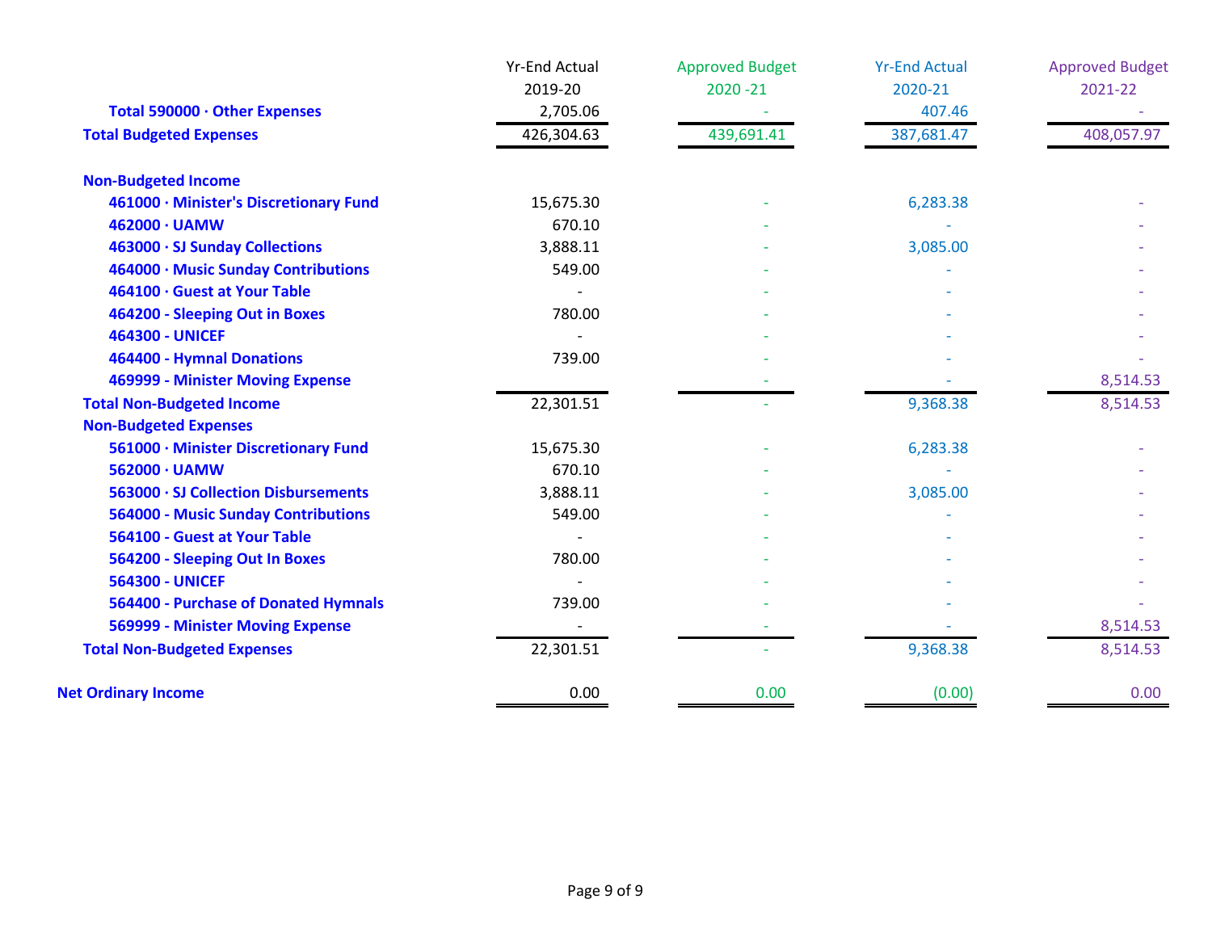| | Yr-End Actual 2019-20 | Approved Budget 2020 -21 | Yr-End Actual 2020-21 | Approved Budget 2021-22 |
|---|---|---|---|---|
| **Total 590000 · Other Expenses** | 2,705.06 | - | 407.46 | - |
| **Total Budgeted Expenses** | 426,304.63 | 439,691.41 | 387,681.47 | 408,057.97 |
| | | | | |
| **Non-Budgeted Income** | | | | |
| **461000 · Minister's Discretionary Fund** | 15,675.30 | - | 6,283.38 | - |
| **462000 · UAMW** | 670.10 | - | - | - |
| **463000 · SJ Sunday Collections** | 3,888.11 | - | 3,085.00 | - |
| **464000 · Music Sunday Contributions** | 549.00 | - | - | - |
| **464100 · Guest at Your Table** | - | - | - | - |
| **464200 - Sleeping Out in Boxes** | 780.00 | - | - | - |
| **464300 - UNICEF** | - | - | - | - |
| **464400 - Hymnal Donations** | 739.00 | - | - | - |
| **469999 - Minister Moving Expense** | | - | - | 8,514.53 |
| **Total Non-Budgeted Income** | 22,301.51 | - | 9,368.38 | 8,514.53 |
| **Non-Budgeted Expenses** | | | | |
| **561000 · Minister Discretionary Fund** | 15,675.30 | - | 6,283.38 | - |
| **562000 · UAMW** | 670.10 | - | - | - |
| **563000 · SJ Collection Disbursements** | 3,888.11 | - | 3,085.00 | - |
| **564000 - Music Sunday Contributions** | 549.00 | - | - | - |
| **564100 - Guest at Your Table** | - | - | - | - |
| **564200 - Sleeping Out In Boxes** | 780.00 | - | - | - |
| **564300 - UNICEF** | - | - | - | - |
| **564400 - Purchase of Donated Hymnals** | 739.00 | - | - | - |
| **569999 - Minister Moving Expense** | - | - | - | 8,514.53 |
| **Total Non-Budgeted Expenses** | 22,301.51 | - | 9,368.38 | 8,514.53 |
| | | | | |
| **Net Ordinary Income** | 0.00 | 0.00 | (0.00) | 0.00 |